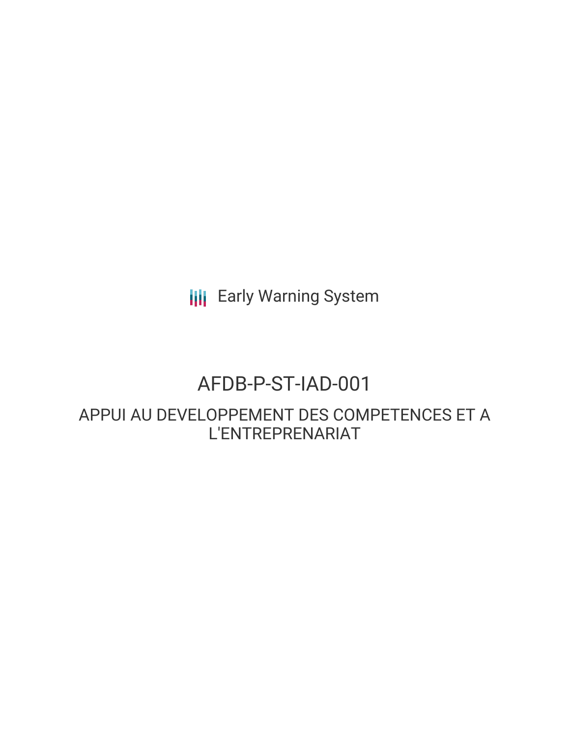Early Warning System

# AFDB-P-ST-IAD-001

## APPUI AU DEVELOPPEMENT DES COMPETENCES ET A L'ENTREPRENARIAT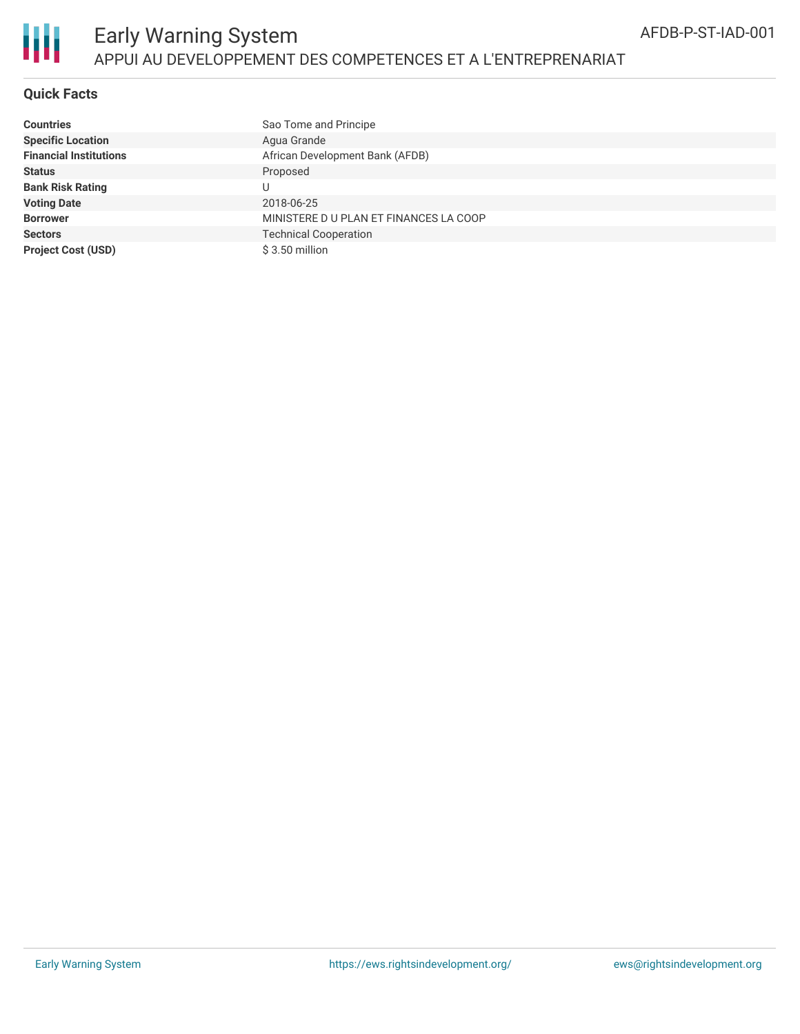# Early Warning System

## APPUI AU DEVELOPPEMENT DES COMPETENCES ET A L'ENTREPRENARIAT

AFDB-P-ST-IAD-001

### Quick Facts

| | |
|---|---|
| **Countries** | Sao Tome and Principe |
| **Specific Location** | Agua Grande |
| **Financial Institutions** | African Development Bank (AFDB) |
| **Status** | Proposed |
| **Bank Risk Rating** | U |
| **Voting Date** | 2018-06-25 |
| **Borrower** | MINISTERE D U PLAN ET FINANCES LA COOP |
| **Sectors** | Technical Cooperation |
| **Project Cost (USD)** | $ 3.50 million |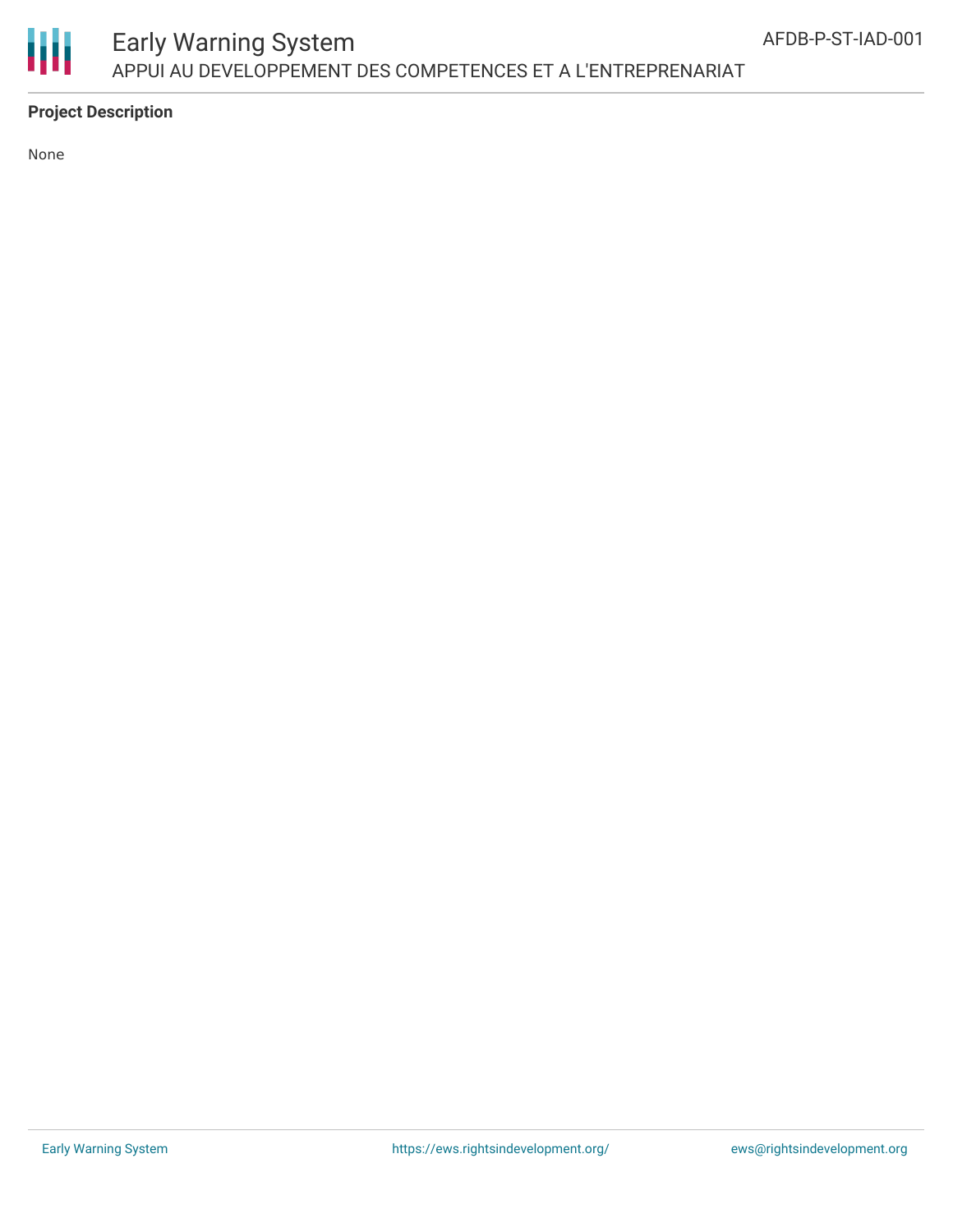**Project Description**

None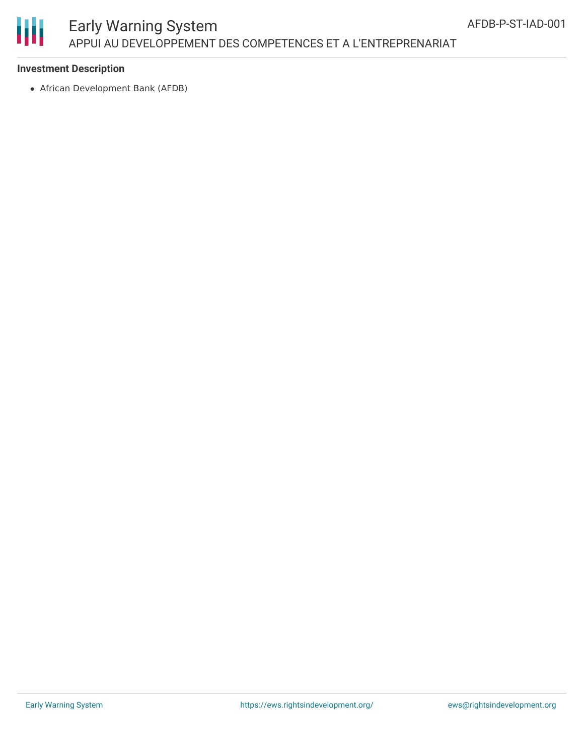**Investment Description**

- African Development Bank (AFDB)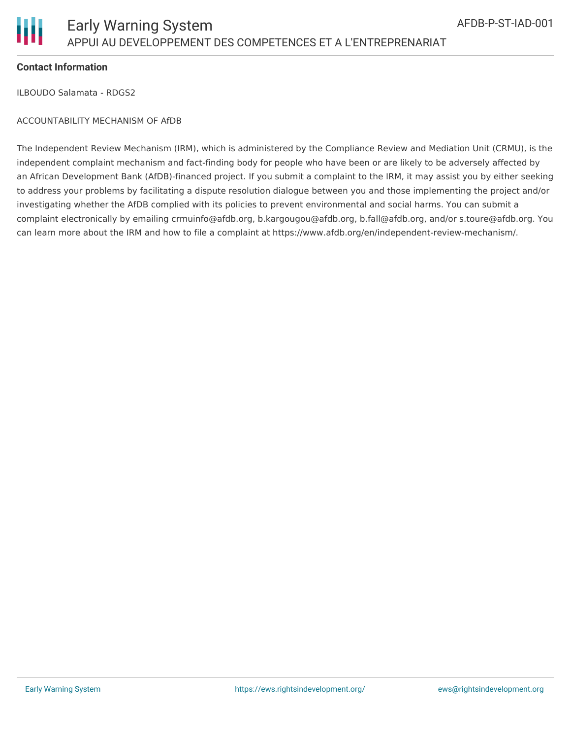**Contact Information**

ILBOUDO Salamata - RDGS2

ACCOUNTABILITY MECHANISM OF AfDB

The Independent Review Mechanism (IRM), which is administered by the Compliance Review and Mediation Unit (CRMU), is the independent complaint mechanism and fact-finding body for people who have been or are likely to be adversely affected by an African Development Bank (AfDB)-financed project. If you submit a complaint to the IRM, it may assist you by either seeking to address your problems by facilitating a dispute resolution dialogue between you and those implementing the project and/or investigating whether the AfDB complied with its policies to prevent environmental and social harms. You can submit a complaint electronically by emailing crmuinfo@afdb.org, b.kargougou@afdb.org, b.fall@afdb.org, and/or s.toure@afdb.org. You can learn more about the IRM and how to file a complaint at https://www.afdb.org/en/independent-review-mechanism/.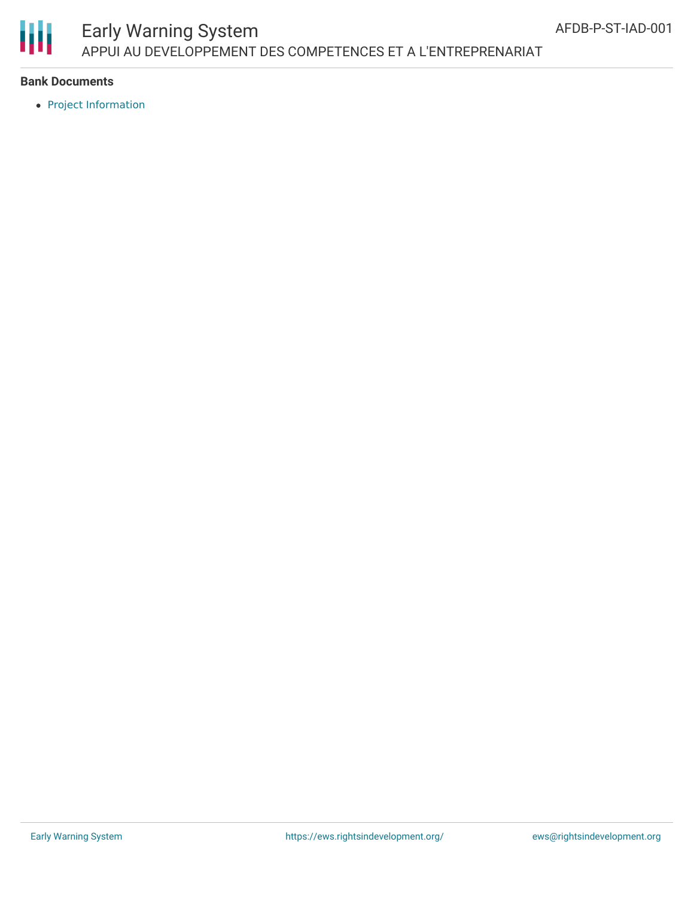**Bank Documents**

- Project Information